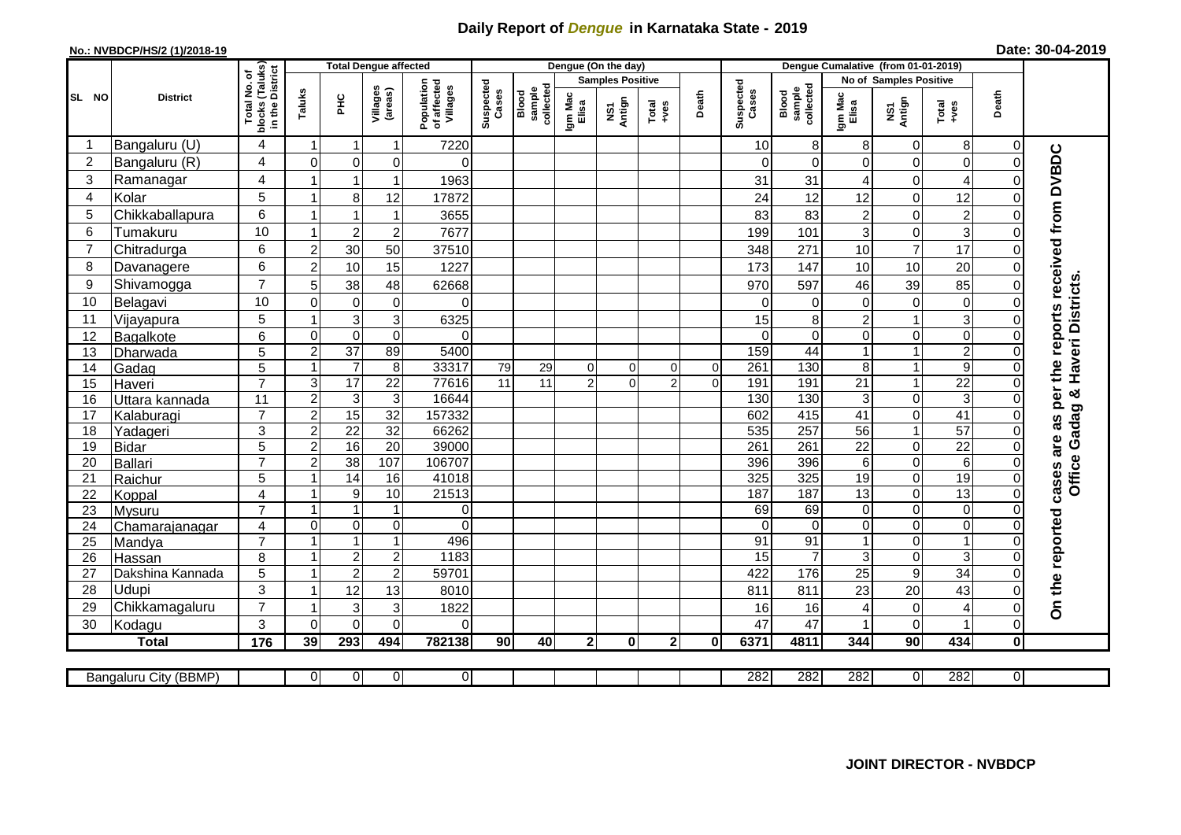# Daily Report of *Dengue* in Karnataka State - 2019

**No.: NVBDCP/HS/2 (1)/2018-19**

**Date: 30-04-2019**

| SL NO | District | Total No. of blocks (Taluks) in the District | Total Dengue affected | | | | Dengue (On the day) | | | | | | Dengue Cumalative (from 01-01-2019) | | | | | | |
|---|---|---|---|---|---|---|---|---|---|---|---|---|---|---|---|---|---|---|---|
| | | | Taluks | PHC | Villages (areas) | Population of affected Villages | Suspected Cases | Blood sample collected | Samples Positive | | | Death | Suspected Cases | Blood sample collected | No of Samples Positive | | | Death | |
| | | | | | | | | | Igm Mac Elisa | NS1 Antign | Total +ves | | | | Igm Mac Elisa | NS1 Antign | Total +ves | | |
| 1 | Bangaluru (U) | 4 | 1 | 1 | 1 | 7220 | | | | | | | 10 | 8 | 8 | 0 | 8 | 0 | On the reported cases are as per the reports received from DVBDC Office Gadag & Haveri Districts. |
| 2 | Bangaluru (R) | 4 | 0 | 0 | 0 | 0 | | | | | | | 0 | 0 | 0 | 0 | 0 | 0 | |
| 3 | Ramanagar | 4 | 1 | 1 | 1 | 1963 | | | | | | | 31 | 31 | 4 | 0 | 4 | 0 | |
| 4 | Kolar | 5 | 1 | 8 | 12 | 17872 | | | | | | | 24 | 12 | 12 | 0 | 12 | 0 | |
| 5 | Chikkaballapura | 6 | 1 | 1 | 1 | 3655 | | | | | | | 83 | 83 | 2 | 0 | 2 | 0 | |
| 6 | Tumakuru | 10 | 1 | 2 | 2 | 7677 | | | | | | | 199 | 101 | 3 | 0 | 3 | 0 | |
| 7 | Chitradurga | 6 | 2 | 30 | 50 | 37510 | | | | | | | 348 | 271 | 10 | 7 | 17 | 0 | |
| 8 | Davanagere | 6 | 2 | 10 | 15 | 1227 | | | | | | | 173 | 147 | 10 | 10 | 20 | 0 | |
| 9 | Shivamogga | 7 | 5 | 38 | 48 | 62668 | | | | | | | 970 | 597 | 46 | 39 | 85 | 0 | |
| 10 | Belagavi | 10 | 0 | 0 | 0 | 0 | | | | | | | 0 | 0 | 0 | 0 | 0 | 0 | |
| 11 | Vijayapura | 5 | 1 | 3 | 3 | 6325 | | | | | | | 15 | 8 | 2 | 1 | 3 | 0 | |
| 12 | Bagalkote | 6 | 0 | 0 | 0 | 0 | | | | | | | 0 | 0 | 0 | 0 | 0 | 0 | |
| 13 | Dharwada | 5 | 2 | 37 | 89 | 5400 | | | | | | | 159 | 44 | 1 | 1 | 2 | 0 | |
| 14 | Gadag | 5 | 1 | 7 | 8 | 33317 | 79 | 29 | 0 | 0 | 0 | 0 | 261 | 130 | 8 | 1 | 9 | 0 | |
| 15 | Haveri | 7 | 3 | 17 | 22 | 77616 | 11 | 11 | 2 | 0 | 2 | 0 | 191 | 191 | 21 | 1 | 22 | 0 | |
| 16 | Uttara kannada | 11 | 2 | 3 | 3 | 16644 | | | | | | | 130 | 130 | 3 | 0 | 3 | 0 | |
| 17 | Kalaburagi | 7 | 2 | 15 | 32 | 157332 | | | | | | | 602 | 415 | 41 | 0 | 41 | 0 | |
| 18 | Yadageri | 3 | 2 | 22 | 32 | 66262 | | | | | | | 535 | 257 | 56 | 1 | 57 | 0 | |
| 19 | Bidar | 5 | 2 | 16 | 20 | 39000 | | | | | | | 261 | 261 | 22 | 0 | 22 | 0 | |
| 20 | Ballari | 7 | 2 | 38 | 107 | 106707 | | | | | | | 396 | 396 | 6 | 0 | 6 | 0 | |
| 21 | Raichur | 5 | 1 | 14 | 16 | 41018 | | | | | | | 325 | 325 | 19 | 0 | 19 | 0 | |
| 22 | Koppal | 4 | 1 | 9 | 10 | 21513 | | | | | | | 187 | 187 | 13 | 0 | 13 | 0 | |
| 23 | Mysuru | 7 | 1 | 1 | 1 | 0 | | | | | | | 69 | 69 | 0 | 0 | 0 | 0 | |
| 24 | Chamarajanagar | 4 | 0 | 0 | 0 | 0 | | | | | | | 0 | 0 | 0 | 0 | 0 | 0 | |
| 25 | Mandya | 7 | 1 | 1 | 1 | 496 | | | | | | | 91 | 91 | 1 | 0 | 1 | 0 | |
| 26 | Hassan | 8 | 1 | 2 | 2 | 1183 | | | | | | | 15 | 7 | 3 | 0 | 3 | 0 | |
| 27 | Dakshina Kannada | 5 | 1 | 2 | 2 | 59701 | | | | | | | 422 | 176 | 25 | 9 | 34 | 0 | |
| 28 | Udupi | 3 | 1 | 12 | 13 | 8010 | | | | | | | 811 | 811 | 23 | 20 | 43 | 0 | |
| 29 | Chikkamagaluru | 7 | 1 | 3 | 3 | 1822 | | | | | | | 16 | 16 | 4 | 0 | 4 | 0 | |
| 30 | Kodagu | 3 | 0 | 0 | 0 | 0 | | | | | | | 47 | 47 | 1 | 0 | 1 | 0 | |
| **Total** | | **176** | **39** | **293** | **494** | **782138** | **90** | **40** | **2** | **0** | **2** | **0** | **6371** | **4811** | **344** | **90** | **434** | **0** | |

| Bangaluru City (BBMP) | | 0 | 0 | 0 | 0 | | | | | | | 282 | 282 | 282 | 0 | 282 | 0 |
|---|---|---|---|---|---|---|---|---|---|---|---|---|---|---|---|---|---|

**JOINT DIRECTOR - NVBDCP**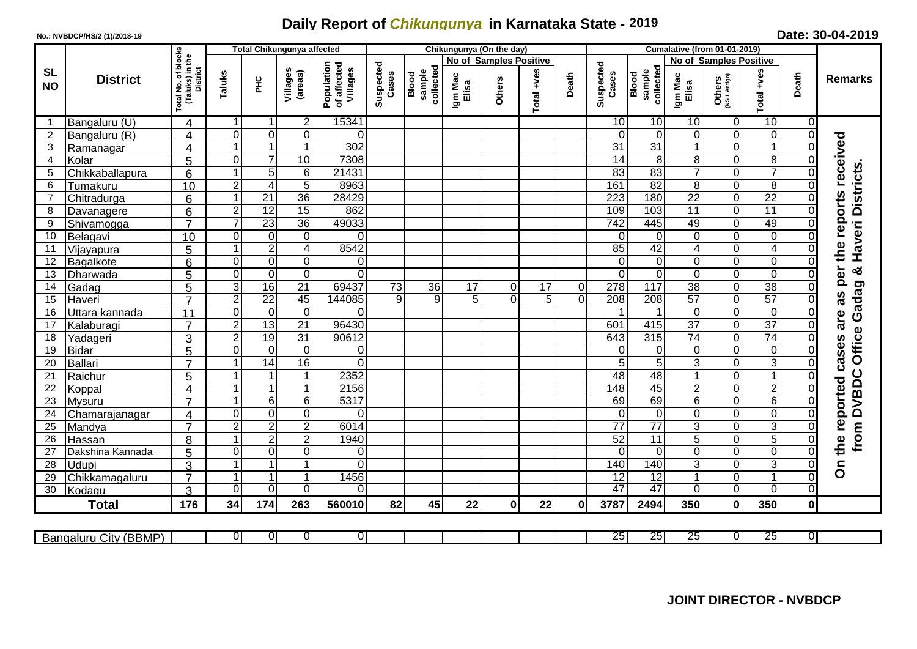# Daily Report of *Chikungunya* in Karnataka State - 2019

**No.: NVBDCP/HS/2 (1)/2018-19**

**Date: 30-04-2019**

| SL NO | District | Total No. of blocks (Taluks) in the District | Total Chikungunya affected | | | | Chikungunya (On the day) | | | | | | Cumalative (from 01-01-2019) | | | | | | Remarks |
|---|---|---|---|---|---|---|---|---|---|---|---|---|---|---|---|---|---|---|---|
| | | | Taluks | PHC | Villages (areas) | Population of affected Villages | Suspected Cases | Blood sample collected | No of Samples Positive | | | Death | Suspected Cases | Blood sample collected | No of Samples Positive | | | Death | |
| | | | | | | | | | Igm Mac Elisa | Others | Total +ves | | | | Igm Mac Elisa | Others (NS1 Antign) | Total +ves | | |
| 1 | Bangaluru (U) | 4 | 1 | 1 | 2 | 15341 | | | | | | | 10 | 10 | 10 | 0 | 10 | 0 | On the reported cases are as per the reports received from DVBDC Office Gadag & Haveri Districts. |
| 2 | Bangaluru (R) | 4 | 0 | 0 | 0 | 0 | | | | | | | 0 | 0 | 0 | 0 | 0 | 0 | |
| 3 | Ramanagar | 4 | 1 | 1 | 1 | 302 | | | | | | | 31 | 31 | 1 | 0 | 1 | 0 | |
| 4 | Kolar | 5 | 0 | 7 | 10 | 7308 | | | | | | | 14 | 8 | 8 | 0 | 8 | 0 | |
| 5 | Chikkaballapura | 6 | 1 | 5 | 6 | 21431 | | | | | | | 83 | 83 | 7 | 0 | 7 | 0 | |
| 6 | Tumakuru | 10 | 2 | 4 | 5 | 8963 | | | | | | | 161 | 82 | 8 | 0 | 8 | 0 | |
| 7 | Chitradurga | 6 | 1 | 21 | 36 | 28429 | | | | | | | 223 | 180 | 22 | 0 | 22 | 0 | |
| 8 | Davanagere | 6 | 2 | 12 | 15 | 862 | | | | | | | 109 | 103 | 11 | 0 | 11 | 0 | |
| 9 | Shivamogga | 7 | 7 | 23 | 36 | 49033 | | | | | | | 742 | 445 | 49 | 0 | 49 | 0 | |
| 10 | Belagavi | 10 | 0 | 0 | 0 | 0 | | | | | | | 0 | 0 | 0 | 0 | 0 | 0 | |
| 11 | Vijayapura | 5 | 1 | 2 | 4 | 8542 | | | | | | | 85 | 42 | 4 | 0 | 4 | 0 | |
| 12 | Bagalkote | 6 | 0 | 0 | 0 | 0 | | | | | | | 0 | 0 | 0 | 0 | 0 | 0 | |
| 13 | Dharwada | 5 | 0 | 0 | 0 | 0 | | | | | | | 0 | 0 | 0 | 0 | 0 | 0 | |
| 14 | Gadag | 5 | 3 | 16 | 21 | 69437 | 73 | 36 | 17 | 0 | 17 | 0 | 278 | 117 | 38 | 0 | 38 | 0 | |
| 15 | Haveri | 7 | 2 | 22 | 45 | 144085 | 9 | 9 | 5 | 0 | 5 | 0 | 208 | 208 | 57 | 0 | 57 | 0 | |
| 16 | Uttara kannada | 11 | 0 | 0 | 0 | 0 | | | | | | | 1 | 1 | 0 | 0 | 0 | 0 | |
| 17 | Kalaburagi | 7 | 2 | 13 | 21 | 96430 | | | | | | | 601 | 415 | 37 | 0 | 37 | 0 | |
| 18 | Yadageri | 3 | 2 | 19 | 31 | 90612 | | | | | | | 643 | 315 | 74 | 0 | 74 | 0 | |
| 19 | Bidar | 5 | 0 | 0 | 0 | 0 | | | | | | | 0 | 0 | 0 | 0 | 0 | 0 | |
| 20 | Ballari | 7 | 1 | 14 | 16 | 0 | | | | | | | 5 | 5 | 3 | 0 | 3 | 0 | |
| 21 | Raichur | 5 | 1 | 1 | 1 | 2352 | | | | | | | 48 | 48 | 1 | 0 | 1 | 0 | |
| 22 | Koppal | 4 | 1 | 1 | 1 | 2156 | | | | | | | 148 | 45 | 2 | 0 | 2 | 0 | |
| 23 | Mysuru | 7 | 1 | 6 | 6 | 5317 | | | | | | | 69 | 69 | 6 | 0 | 6 | 0 | |
| 24 | Chamarajanagar | 4 | 0 | 0 | 0 | 0 | | | | | | | 0 | 0 | 0 | 0 | 0 | 0 | |
| 25 | Mandya | 7 | 2 | 2 | 2 | 6014 | | | | | | | 77 | 77 | 3 | 0 | 3 | 0 | |
| 26 | Hassan | 8 | 1 | 2 | 2 | 1940 | | | | | | | 52 | 11 | 5 | 0 | 5 | 0 | |
| 27 | Dakshina Kannada | 5 | 0 | 0 | 0 | 0 | | | | | | | 0 | 0 | 0 | 0 | 0 | 0 | |
| 28 | Udupi | 3 | 1 | 1 | 1 | 0 | | | | | | | 140 | 140 | 3 | 0 | 3 | 0 | |
| 29 | Chikkamagaluru | 7 | 1 | 1 | 1 | 1456 | | | | | | | 12 | 12 | 1 | 0 | 1 | 0 | |
| 30 | Kodagu | 3 | 0 | 0 | 0 | 0 | | | | | | | 47 | 47 | 0 | 0 | 0 | 0 | |
| **Total** | | **176** | **34** | **174** | **263** | **560010** | **82** | **45** | **22** | **0** | **22** | **0** | **3787** | **2494** | **350** | **0** | **350** | **0** | |

| | | | | | | | | | | | | | | | | | | |
|---|---|---|---|---|---|---|---|---|---|---|---|---|---|---|---|---|---|---|
| Bangaluru City (BBMP) | | 0 | 0 | 0 | 0 | | | | | | | 25 | 25 | 25 | 0 | 25 | 0 | |

**JOINT DIRECTOR - NVBDCP**